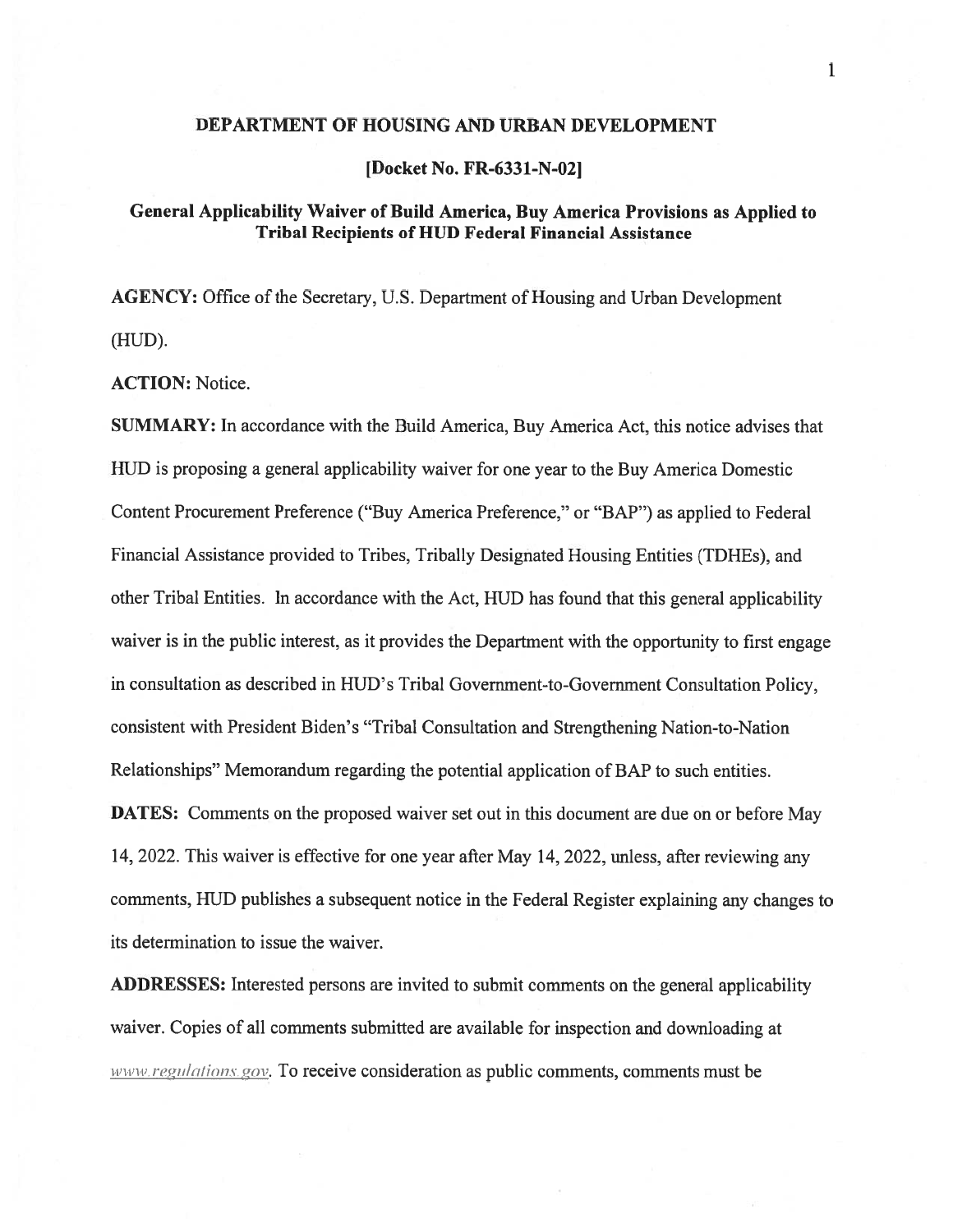# DEPARTMENT OF HOUSING AND URBAN DEVELOPMENT

## [Docket No. FR-6331-N-02]

## General Applicability Waiver of Build America, Buy America Provisions as Applied to Tribal Recipients of HUD Federal Financial Assistance

**AGENCY:** Office of the Secretary, U.S. Department of Housing and Urban Development (HUD).

**ACTION:** Notice.

**SUMMARY:** In accordance with the Build America, Buy America Act, this notice advises that HUD is proposing a general applicability waiver for one year to the Buy America Domestic Content Procurement Preference ("Buy America Preference," or "BAP") as applied to Federal Financial Assistance provided to Tribes, Tribally Designated Housing Entities (TDHEs), and other Tribal Entities. In accordance with the Act, HUD has found that this general applicability waiver is in the public interest, as it provides the Department with the opportunity to first engage in consultation as described in HUD's Tribal Government-to-Government Consultation Policy, consistent with President Biden's "Tribal Consultation and Strengthening Nation-to-Nation Relationships" Memorandum regarding the potential application of BAP to such entities.

**DATES:** Comments on the proposed waiver set out in this document are due on or before May 14, 2022. This waiver is effective for one year after May 14, 2022, unless, after reviewing any comments, HUD publishes a subsequent notice in the Federal Register explaining any changes to its determination to issue the waiver.

**ADDRESSES:** Interested persons are invited to submit comments on the general applicability waiver. Copies of all comments submitted are available for inspection and downloading at *www.regulations.gov*. To receive consideration as public comments, comments must be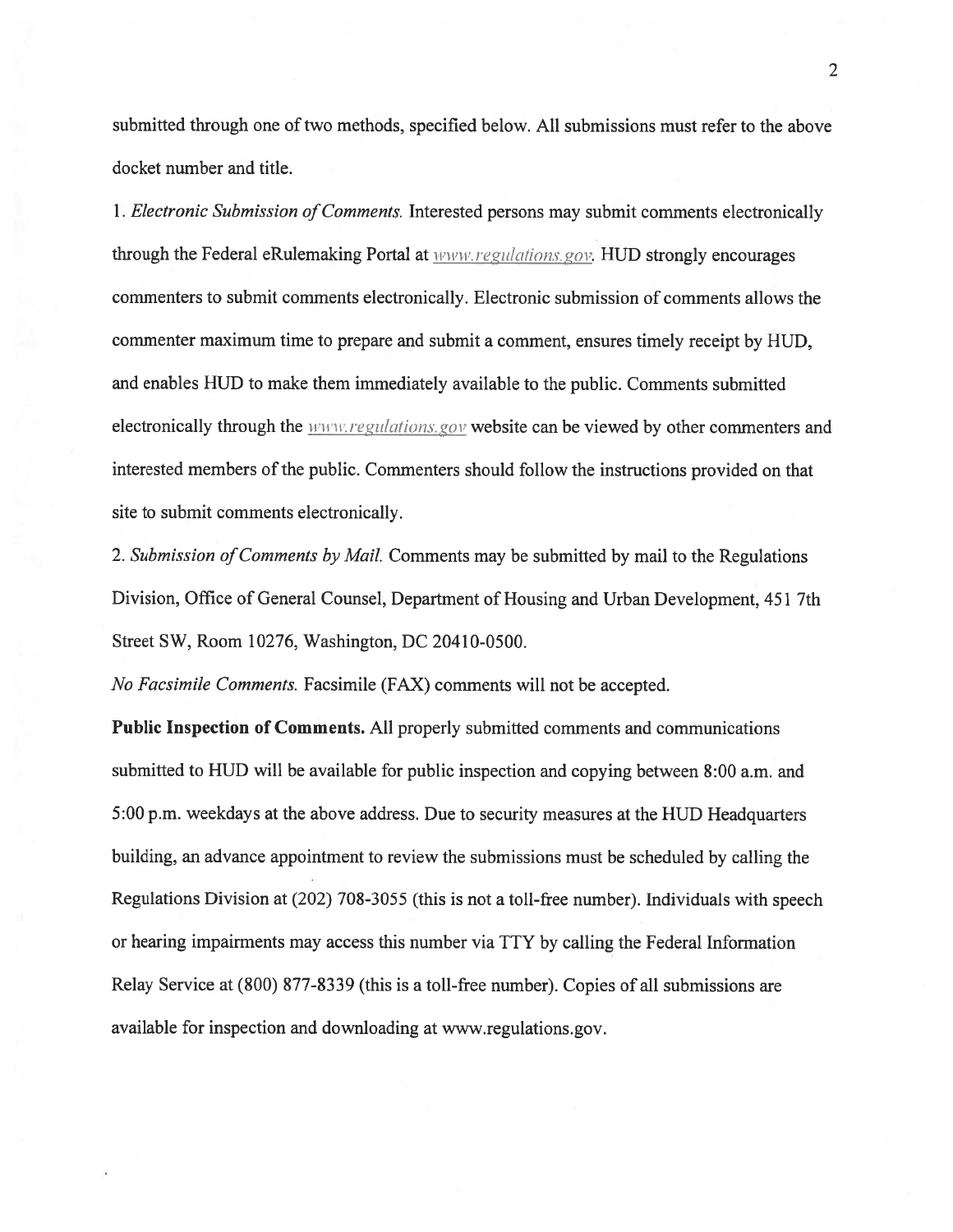submitted through one of two methods, specified below. All submissions must refer to the above docket number and title.

1. *Electronic Submission of Comments.* Interested persons may submit comments electronically through the Federal eRulemaking Portal at *www.regulations.gov*. HUD strongly encourages commenters to submit comments electronically. Electronic submission of comments allows the commenter maximum time to prepare and submit a comment, ensures timely receipt by HUD, and enables HUD to make them immediately available to the public. Comments submitted electronically through the *www.regulations.gov* website can be viewed by other commenters and interested members of the public. Commenters should follow the instructions provided on that site to submit comments electronically.

2. *Submission of Comments by Mail.* Comments may be submitted by mail to the Regulations Division, Office of General Counsel, Department of Housing and Urban Development, 451 7th Street SW, Room 10276, Washington, DC 20410-0500.

*No Facsimile Comments.* Facsimile (FAX) comments will not be accepted.

**Public Inspection of Comments.** All properly submitted comments and communications submitted to HUD will be available for public inspection and copying between 8:00 a.m. and 5:00 p.m. weekdays at the above address. Due to security measures at the HUD Headquarters building, an advance appointment to review the submissions must be scheduled by calling the Regulations Division at (202) 708-3055 (this is not a toll-free number). Individuals with speech or hearing impairments may access this number via TTY by calling the Federal Information Relay Service at (800) 877-8339 (this is a toll-free number). Copies of all submissions are available for inspection and downloading at www.regulations.gov.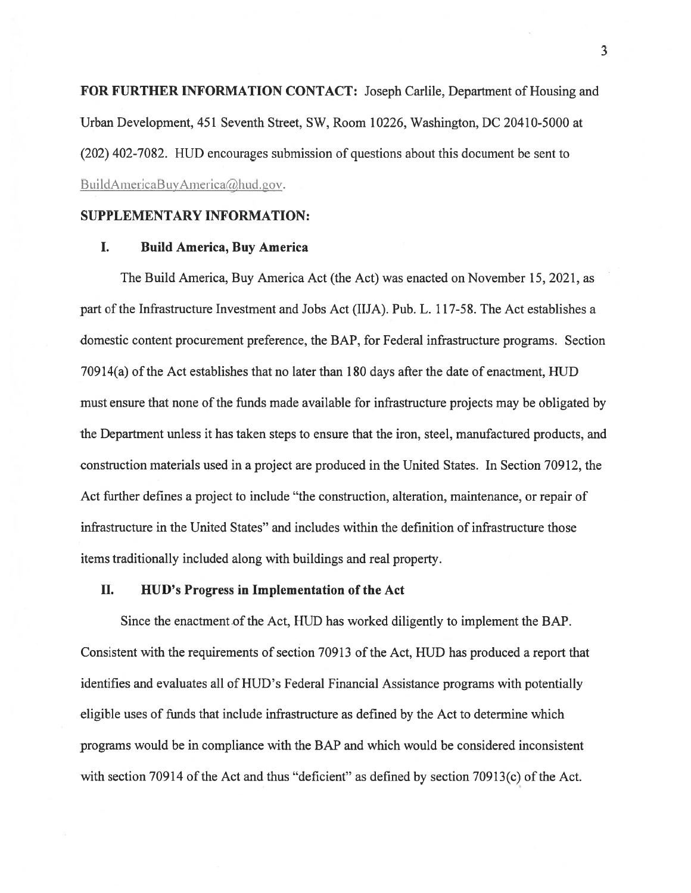**FOR FURTHER INFORMATION CONTACT:** Joseph Carlile, Department of Housing and Urban Development, 451 Seventh Street, SW, Room 10226, Washington, DC 20410-5000 at (202) 402-7082. HUD encourages submission of questions about this document be sent to BuildAmericaBuyAmerica@hud.gov.

**SUPPLEMENTARY INFORMATION:**

## I. Build America, Buy America

The Build America, Buy America Act (the Act) was enacted on November 15, 2021, as part of the Infrastructure Investment and Jobs Act (IIJA). Pub. L. 117-58. The Act establishes a domestic content procurement preference, the BAP, for Federal infrastructure programs. Section 70914(a) of the Act establishes that no later than 180 days after the date of enactment, HUD must ensure that none of the funds made available for infrastructure projects may be obligated by the Department unless it has taken steps to ensure that the iron, steel, manufactured products, and construction materials used in a project are produced in the United States. In Section 70912, the Act further defines a project to include "the construction, alteration, maintenance, or repair of infrastructure in the United States" and includes within the definition of infrastructure those items traditionally included along with buildings and real property.

## II. HUD's Progress in Implementation of the Act

Since the enactment of the Act, HUD has worked diligently to implement the BAP. Consistent with the requirements of section 70913 of the Act, HUD has produced a report that identifies and evaluates all of HUD's Federal Financial Assistance programs with potentially eligible uses of funds that include infrastructure as defined by the Act to determine which programs would be in compliance with the BAP and which would be considered inconsistent with section 70914 of the Act and thus "deficient" as defined by section 70913(c) of the Act.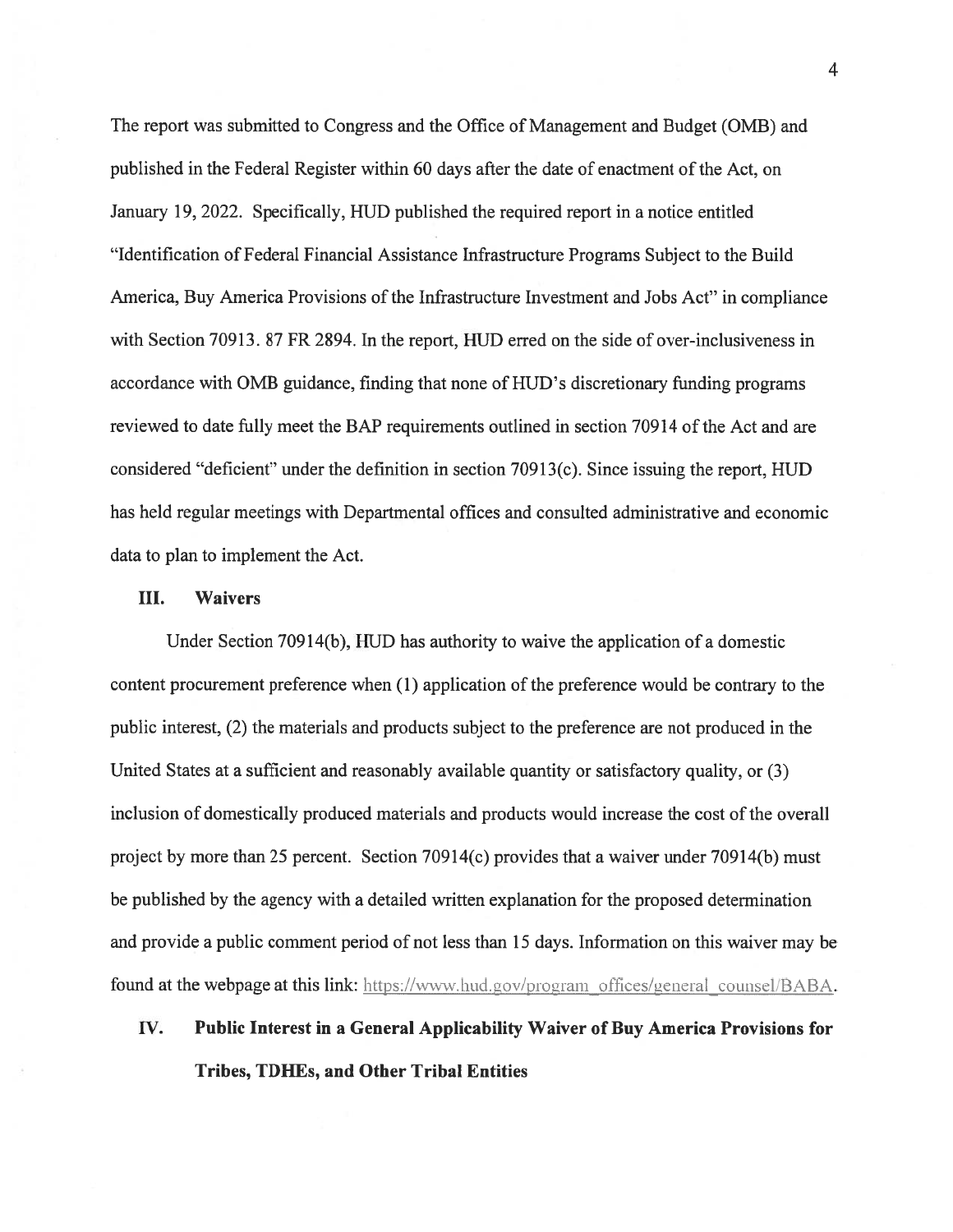The report was submitted to Congress and the Office of Management and Budget (OMB) and published in the Federal Register within 60 days after the date of enactment of the Act, on January 19, 2022. Specifically, HUD published the required report in a notice entitled "Identification of Federal Financial Assistance Infrastructure Programs Subject to the Build America, Buy America Provisions of the Infrastructure Investment and Jobs Act" in compliance with Section 70913. 87 FR 2894. In the report, HUD erred on the side of over-inclusiveness in accordance with OMB guidance, finding that none of HUD's discretionary funding programs reviewed to date fully meet the BAP requirements outlined in section 70914 of the Act and are considered "deficient" under the definition in section 70913(c). Since issuing the report, HUD has held regular meetings with Departmental offices and consulted administrative and economic data to plan to implement the Act.

## III. Waivers

Under Section 70914(b), HUD has authority to waive the application of a domestic content procurement preference when (1) application of the preference would be contrary to the public interest, (2) the materials and products subject to the preference are not produced in the United States at a sufficient and reasonably available quantity or satisfactory quality, or (3) inclusion of domestically produced materials and products would increase the cost of the overall project by more than 25 percent. Section 70914(c) provides that a waiver under 70914(b) must be published by the agency with a detailed written explanation for the proposed determination and provide a public comment period of not less than 15 days. Information on this waiver may be found at the webpage at this link: https://www.hud.gov/program_offices/general_counsel/BABA.

## IV. Public Interest in a General Applicability Waiver of Buy America Provisions for Tribes, TDHEs, and Other Tribal Entities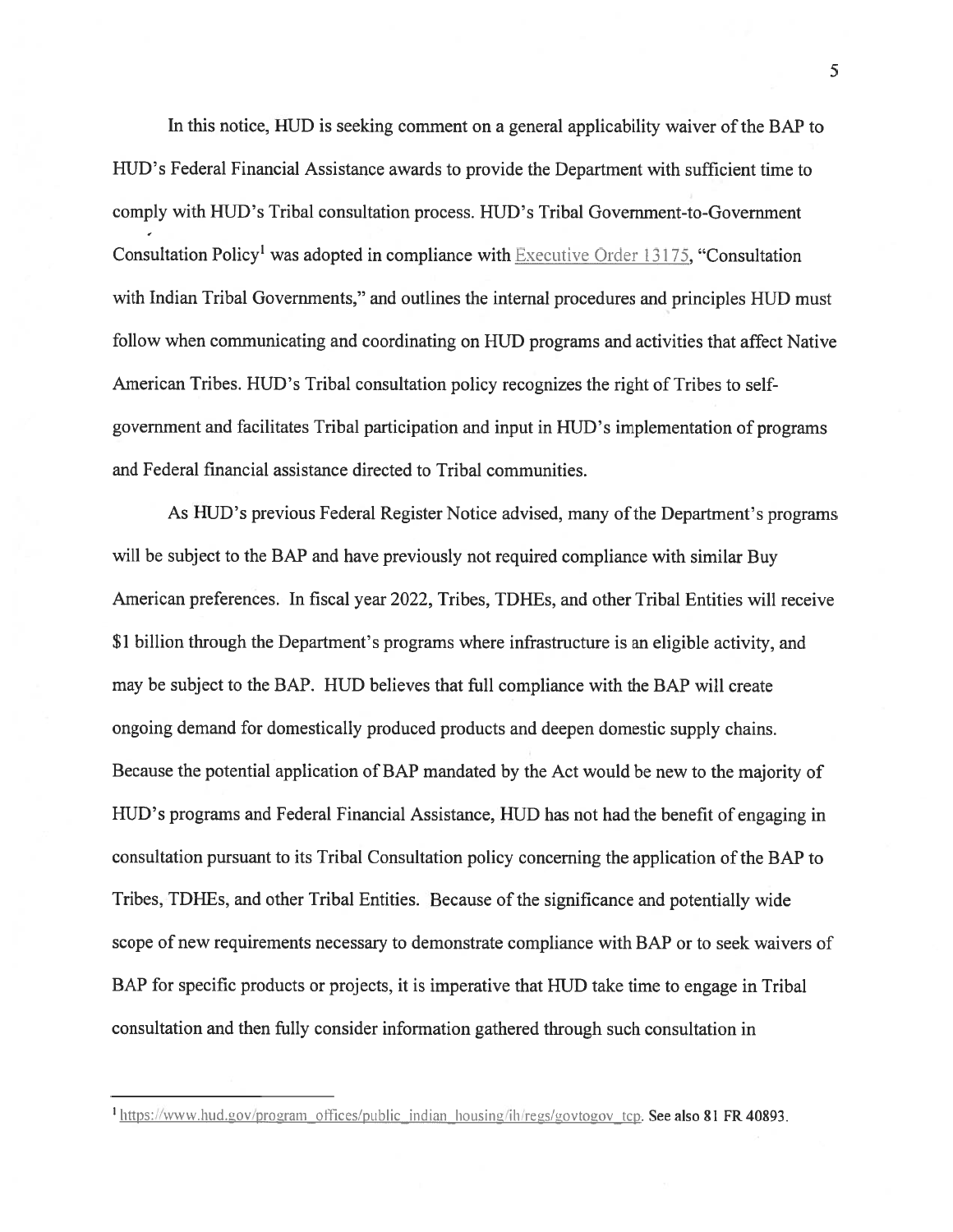In this notice, HUD is seeking comment on a general applicability waiver of the BAP to HUD's Federal Financial Assistance awards to provide the Department with sufficient time to comply with HUD's Tribal consultation process. HUD's Tribal Government-to-Government Consultation Policy[1] was adopted in compliance with Executive Order 13175, "Consultation with Indian Tribal Governments," and outlines the internal procedures and principles HUD must follow when communicating and coordinating on HUD programs and activities that affect Native American Tribes. HUD's Tribal consultation policy recognizes the right of Tribes to self-government and facilitates Tribal participation and input in HUD's implementation of programs and Federal financial assistance directed to Tribal communities.

As HUD's previous Federal Register Notice advised, many of the Department's programs will be subject to the BAP and have previously not required compliance with similar Buy American preferences. In fiscal year 2022, Tribes, TDHEs, and other Tribal Entities will receive $1 billion through the Department's programs where infrastructure is an eligible activity, and may be subject to the BAP. HUD believes that full compliance with the BAP will create ongoing demand for domestically produced products and deepen domestic supply chains. Because the potential application of BAP mandated by the Act would be new to the majority of HUD's programs and Federal Financial Assistance, HUD has not had the benefit of engaging in consultation pursuant to its Tribal Consultation policy concerning the application of the BAP to Tribes, TDHEs, and other Tribal Entities. Because of the significance and potentially wide scope of new requirements necessary to demonstrate compliance with BAP or to seek waivers of BAP for specific products or projects, it is imperative that HUD take time to engage in Tribal consultation and then fully consider information gathered through such consultation in

[1] https://www.hud.gov/program_offices/public_indian_housing/ih/regs/govtogov_tcp. See also 81 FR 40893.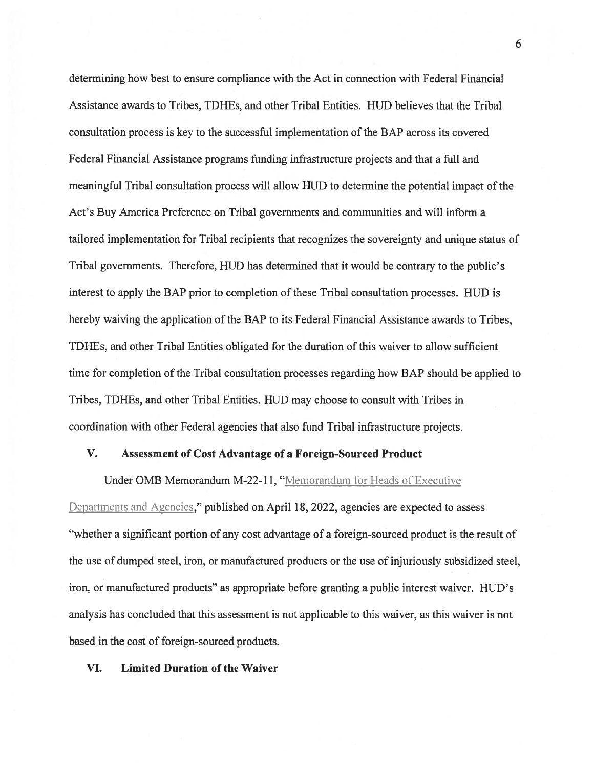determining how best to ensure compliance with the Act in connection with Federal Financial Assistance awards to Tribes, TDHEs, and other Tribal Entities. HUD believes that the Tribal consultation process is key to the successful implementation of the BAP across its covered Federal Financial Assistance programs funding infrastructure projects and that a full and meaningful Tribal consultation process will allow HUD to determine the potential impact of the Act's Buy America Preference on Tribal governments and communities and will inform a tailored implementation for Tribal recipients that recognizes the sovereignty and unique status of Tribal governments. Therefore, HUD has determined that it would be contrary to the public's interest to apply the BAP prior to completion of these Tribal consultation processes. HUD is hereby waiving the application of the BAP to its Federal Financial Assistance awards to Tribes, TDHEs, and other Tribal Entities obligated for the duration of this waiver to allow sufficient time for completion of the Tribal consultation processes regarding how BAP should be applied to Tribes, TDHEs, and other Tribal Entities. HUD may choose to consult with Tribes in coordination with other Federal agencies that also fund Tribal infrastructure projects.

## V. Assessment of Cost Advantage of a Foreign-Sourced Product

Under OMB Memorandum M-22-11, "Memorandum for Heads of Executive Departments and Agencies," published on April 18, 2022, agencies are expected to assess "whether a significant portion of any cost advantage of a foreign-sourced product is the result of the use of dumped steel, iron, or manufactured products or the use of injuriously subsidized steel, iron, or manufactured products" as appropriate before granting a public interest waiver. HUD's analysis has concluded that this assessment is not applicable to this waiver, as this waiver is not based in the cost of foreign-sourced products.

## VI. Limited Duration of the Waiver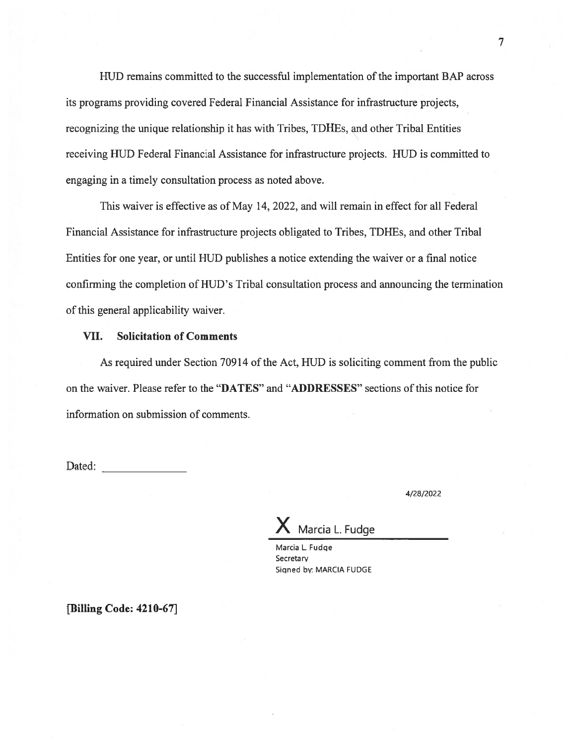HUD remains committed to the successful implementation of the important BAP across its programs providing covered Federal Financial Assistance for infrastructure projects, recognizing the unique relationship it has with Tribes, TDHEs, and other Tribal Entities receiving HUD Federal Financial Assistance for infrastructure projects. HUD is committed to engaging in a timely consultation process as noted above.

This waiver is effective as of May 14, 2022, and will remain in effect for all Federal Financial Assistance for infrastructure projects obligated to Tribes, TDHEs, and other Tribal Entities for one year, or until HUD publishes a notice extending the waiver or a final notice confirming the completion of HUD's Tribal consultation process and announcing the termination of this general applicability waiver.

## VII. Solicitation of Comments

As required under Section 70914 of the Act, HUD is soliciting comment from the public on the waiver. Please refer to the "**DATES**" and "**ADDRESSES**" sections of this notice for information on submission of comments.

Dated: ______________

4/28/2022

X Marcia L. Fudge

Marcia L. Fudge
Secretary
Signed by: MARCIA FUDGE

**[Billing Code: 4210-67]**